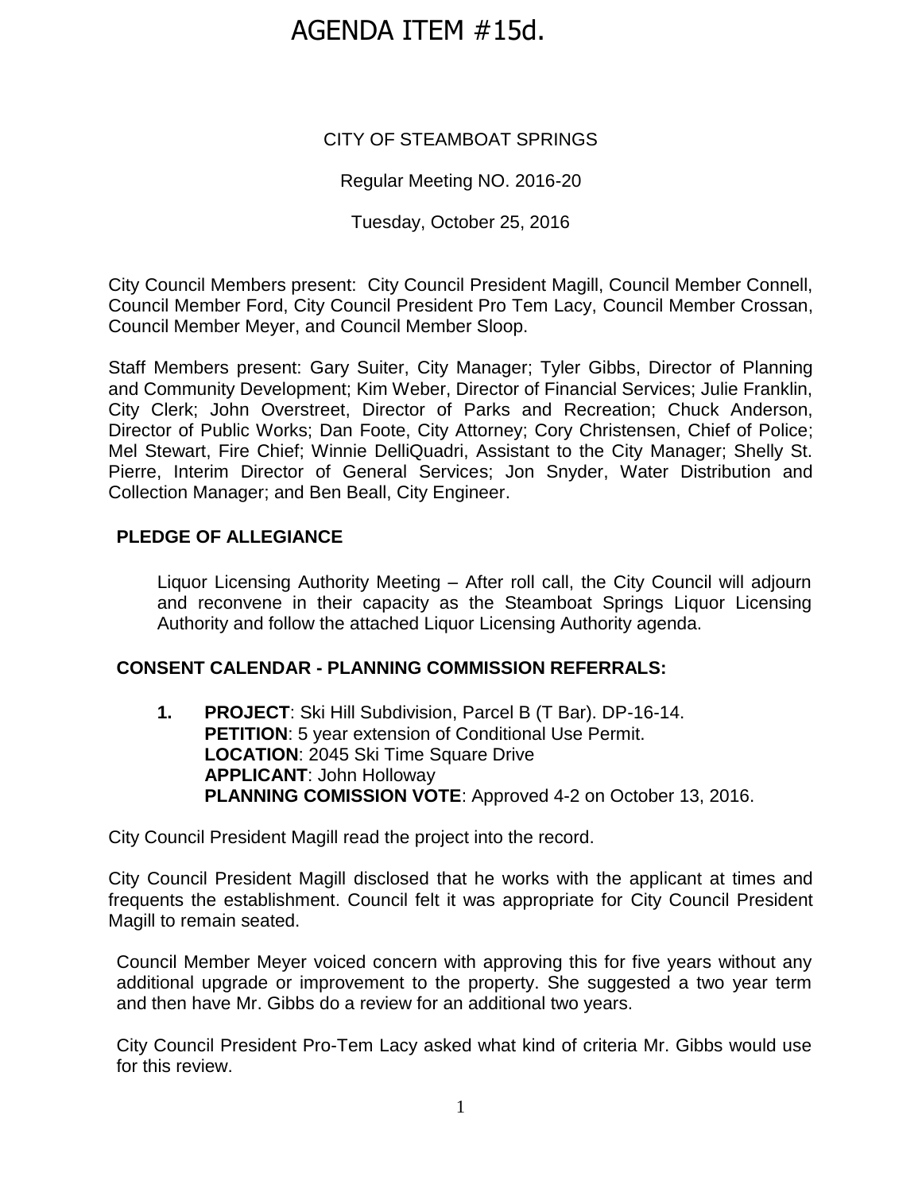# AGENDA ITEM #15d.

CITY OF STEAMBOAT SPRINGS

Regular Meeting NO. 2016-20

Tuesday, October 25, 2016

City Council Members present: City Council President Magill, Council Member Connell, Council Member Ford, City Council President Pro Tem Lacy, Council Member Crossan, Council Member Meyer, and Council Member Sloop.

Staff Members present: Gary Suiter, City Manager; Tyler Gibbs, Director of Planning and Community Development; Kim Weber, Director of Financial Services; Julie Franklin, City Clerk; John Overstreet, Director of Parks and Recreation; Chuck Anderson, Director of Public Works; Dan Foote, City Attorney; Cory Christensen, Chief of Police; Mel Stewart, Fire Chief; Winnie DelliQuadri, Assistant to the City Manager; Shelly St. Pierre, Interim Director of General Services; Jon Snyder, Water Distribution and Collection Manager; and Ben Beall, City Engineer.

**PLEDGE OF ALLEGIANCE**

Liquor Licensing Authority Meeting – After roll call, the City Council will adjourn and reconvene in their capacity as the Steamboat Springs Liquor Licensing Authority and follow the attached Liquor Licensing Authority agenda.

**CONSENT CALENDAR - PLANNING COMMISSION REFERRALS:**

**1. PROJECT**: Ski Hill Subdivision, Parcel B (T Bar). DP-16-14.
**PETITION**: 5 year extension of Conditional Use Permit.
**LOCATION**: 2045 Ski Time Square Drive
**APPLICANT**: John Holloway
**PLANNING COMISSION VOTE**: Approved 4-2 on October 13, 2016.

City Council President Magill read the project into the record.

City Council President Magill disclosed that he works with the applicant at times and frequents the establishment. Council felt it was appropriate for City Council President Magill to remain seated.

Council Member Meyer voiced concern with approving this for five years without any additional upgrade or improvement to the property. She suggested a two year term and then have Mr. Gibbs do a review for an additional two years.

City Council President Pro-Tem Lacy asked what kind of criteria Mr. Gibbs would use for this review.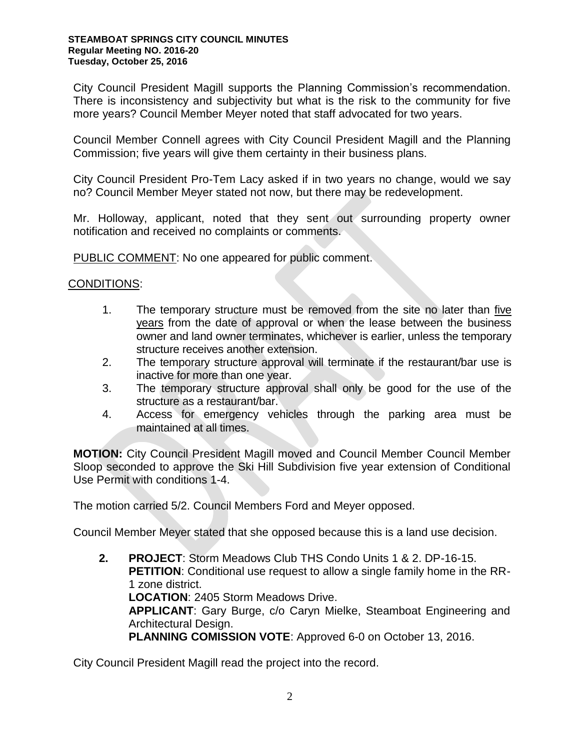City Council President Magill supports the Planning Commission's recommendation. There is inconsistency and subjectivity but what is the risk to the community for five more years? Council Member Meyer noted that staff advocated for two years.

Council Member Connell agrees with City Council President Magill and the Planning Commission; five years will give them certainty in their business plans.

City Council President Pro-Tem Lacy asked if in two years no change, would we say no? Council Member Meyer stated not now, but there may be redevelopment.

Mr. Holloway, applicant, noted that they sent out surrounding property owner notification and received no complaints or comments.

PUBLIC COMMENT: No one appeared for public comment.

CONDITIONS:

1. The temporary structure must be removed from the site no later than five years from the date of approval or when the lease between the business owner and land owner terminates, whichever is earlier, unless the temporary structure receives another extension.
2. The temporary structure approval will terminate if the restaurant/bar use is inactive for more than one year.
3. The temporary structure approval shall only be good for the use of the structure as a restaurant/bar.
4. Access for emergency vehicles through the parking area must be maintained at all times.

**MOTION:** City Council President Magill moved and Council Member Council Member Sloop seconded to approve the Ski Hill Subdivision five year extension of Conditional Use Permit with conditions 1-4.

The motion carried 5/2. Council Members Ford and Meyer opposed.

Council Member Meyer stated that she opposed because this is a land use decision.

**2. PROJECT**: Storm Meadows Club THS Condo Units 1 & 2. DP-16-15.
**PETITION**: Conditional use request to allow a single family home in the RR-1 zone district.
**LOCATION**: 2405 Storm Meadows Drive.
**APPLICANT**: Gary Burge, c/o Caryn Mielke, Steamboat Engineering and Architectural Design.
**PLANNING COMISSION VOTE**: Approved 6-0 on October 13, 2016.

City Council President Magill read the project into the record.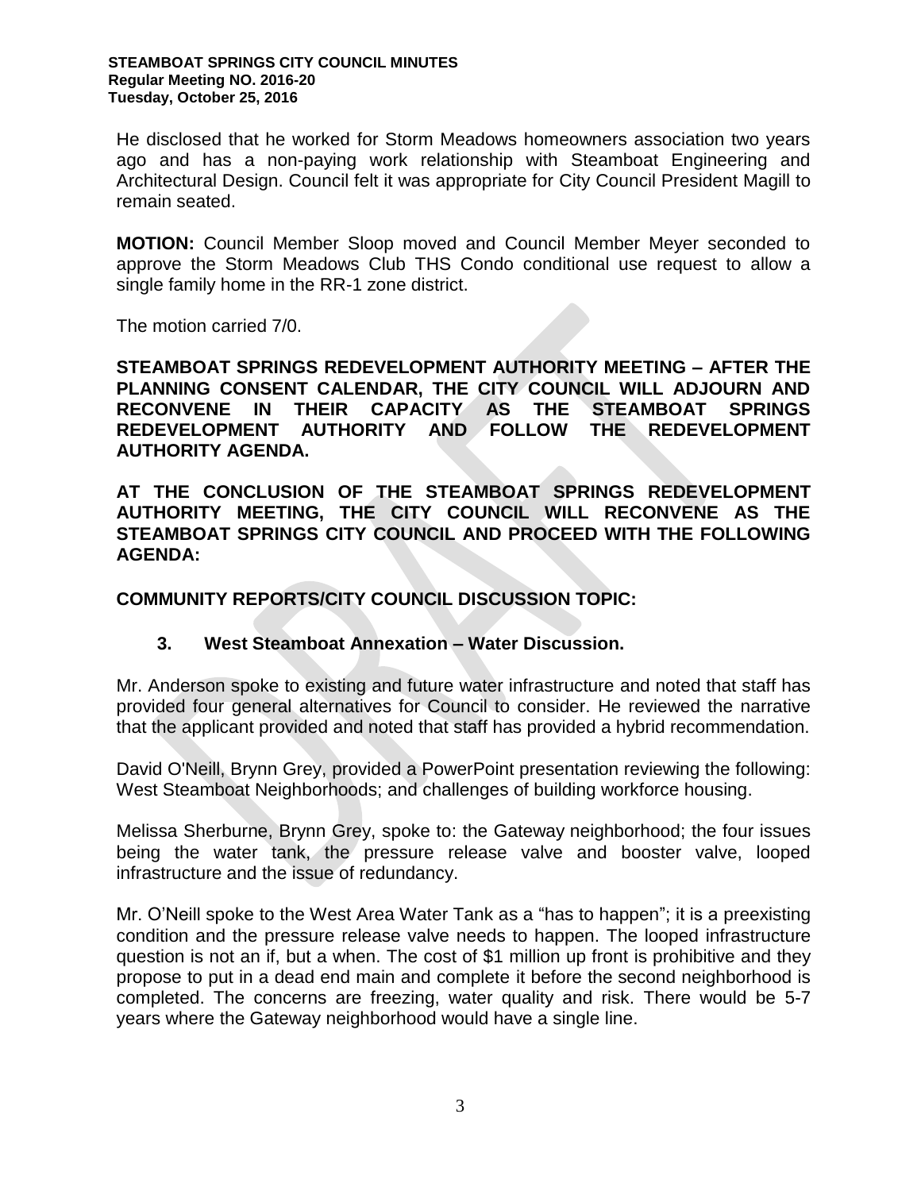He disclosed that he worked for Storm Meadows homeowners association two years ago and has a non-paying work relationship with Steamboat Engineering and Architectural Design. Council felt it was appropriate for City Council President Magill to remain seated.

**MOTION:** Council Member Sloop moved and Council Member Meyer seconded to approve the Storm Meadows Club THS Condo conditional use request to allow a single family home in the RR-1 zone district.

The motion carried 7/0.

**STEAMBOAT SPRINGS REDEVELOPMENT AUTHORITY MEETING – AFTER THE PLANNING CONSENT CALENDAR, THE CITY COUNCIL WILL ADJOURN AND RECONVENE IN THEIR CAPACITY AS THE STEAMBOAT SPRINGS REDEVELOPMENT AUTHORITY AND FOLLOW THE REDEVELOPMENT AUTHORITY AGENDA.**

**AT THE CONCLUSION OF THE STEAMBOAT SPRINGS REDEVELOPMENT AUTHORITY MEETING, THE CITY COUNCIL WILL RECONVENE AS THE STEAMBOAT SPRINGS CITY COUNCIL AND PROCEED WITH THE FOLLOWING AGENDA:**

**COMMUNITY REPORTS/CITY COUNCIL DISCUSSION TOPIC:**

**3. West Steamboat Annexation – Water Discussion.**

Mr. Anderson spoke to existing and future water infrastructure and noted that staff has provided four general alternatives for Council to consider. He reviewed the narrative that the applicant provided and noted that staff has provided a hybrid recommendation.

David O'Neill, Brynn Grey, provided a PowerPoint presentation reviewing the following: West Steamboat Neighborhoods; and challenges of building workforce housing.

Melissa Sherburne, Brynn Grey, spoke to: the Gateway neighborhood; the four issues being the water tank, the pressure release valve and booster valve, looped infrastructure and the issue of redundancy.

Mr. O'Neill spoke to the West Area Water Tank as a "has to happen"; it is a preexisting condition and the pressure release valve needs to happen. The looped infrastructure question is not an if, but a when. The cost of $1 million up front is prohibitive and they propose to put in a dead end main and complete it before the second neighborhood is completed. The concerns are freezing, water quality and risk. There would be 5-7 years where the Gateway neighborhood would have a single line.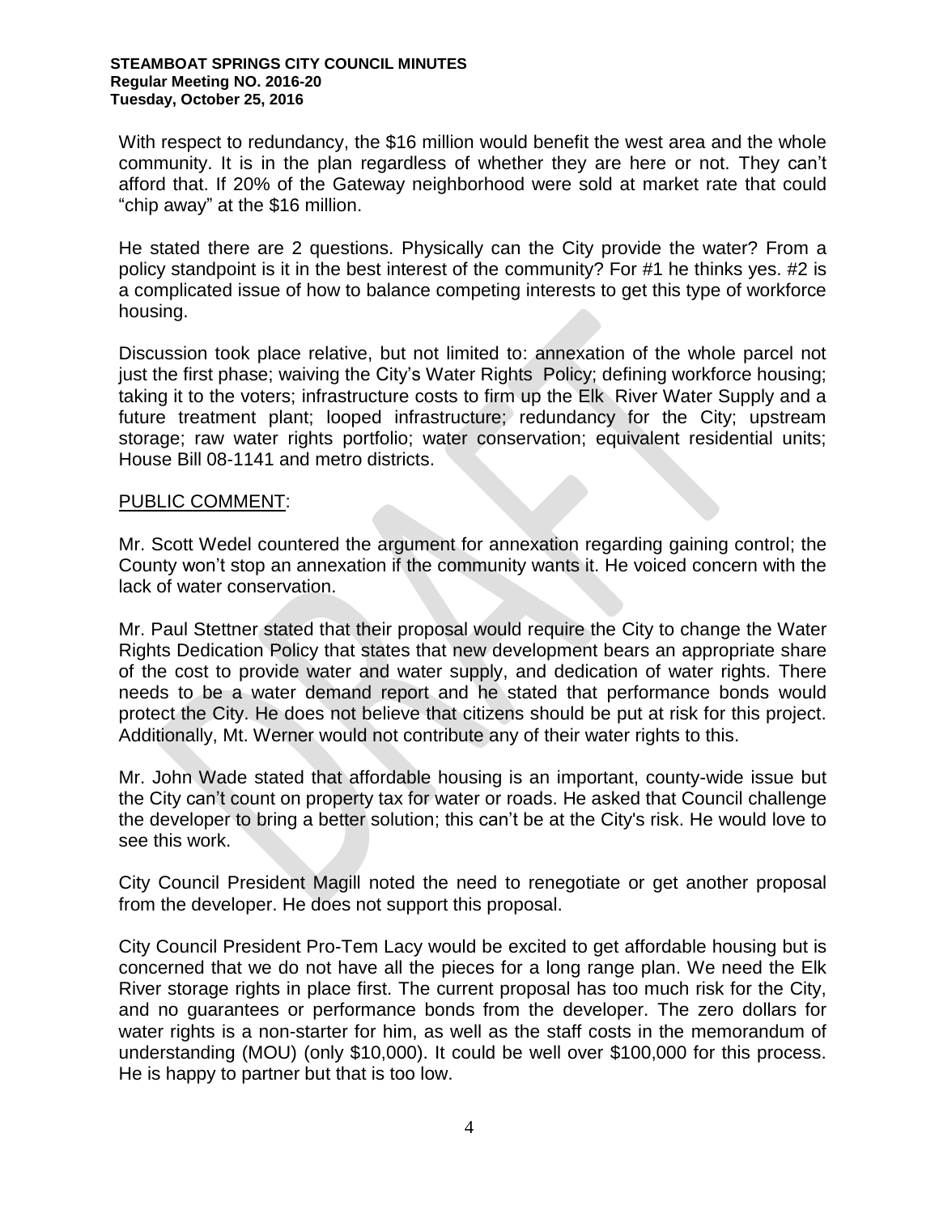With respect to redundancy, the $16 million would benefit the west area and the whole community. It is in the plan regardless of whether they are here or not. They can't afford that. If 20% of the Gateway neighborhood were sold at market rate that could "chip away" at the $16 million.

He stated there are 2 questions. Physically can the City provide the water? From a policy standpoint is it in the best interest of the community? For #1 he thinks yes. #2 is a complicated issue of how to balance competing interests to get this type of workforce housing.

Discussion took place relative, but not limited to: annexation of the whole parcel not just the first phase; waiving the City's Water Rights Policy; defining workforce housing; taking it to the voters; infrastructure costs to firm up the Elk River Water Supply and a future treatment plant; looped infrastructure; redundancy for the City; upstream storage; raw water rights portfolio; water conservation; equivalent residential units; House Bill 08-1141 and metro districts.

PUBLIC COMMENT:

Mr. Scott Wedel countered the argument for annexation regarding gaining control; the County won't stop an annexation if the community wants it. He voiced concern with the lack of water conservation.

Mr. Paul Stettner stated that their proposal would require the City to change the Water Rights Dedication Policy that states that new development bears an appropriate share of the cost to provide water and water supply, and dedication of water rights. There needs to be a water demand report and he stated that performance bonds would protect the City. He does not believe that citizens should be put at risk for this project. Additionally, Mt. Werner would not contribute any of their water rights to this.

Mr. John Wade stated that affordable housing is an important, county-wide issue but the City can't count on property tax for water or roads. He asked that Council challenge the developer to bring a better solution; this can't be at the City's risk. He would love to see this work.

City Council President Magill noted the need to renegotiate or get another proposal from the developer. He does not support this proposal.

City Council President Pro-Tem Lacy would be excited to get affordable housing but is concerned that we do not have all the pieces for a long range plan. We need the Elk River storage rights in place first. The current proposal has too much risk for the City, and no guarantees or performance bonds from the developer. The zero dollars for water rights is a non-starter for him, as well as the staff costs in the memorandum of understanding (MOU) (only $10,000). It could be well over $100,000 for this process. He is happy to partner but that is too low.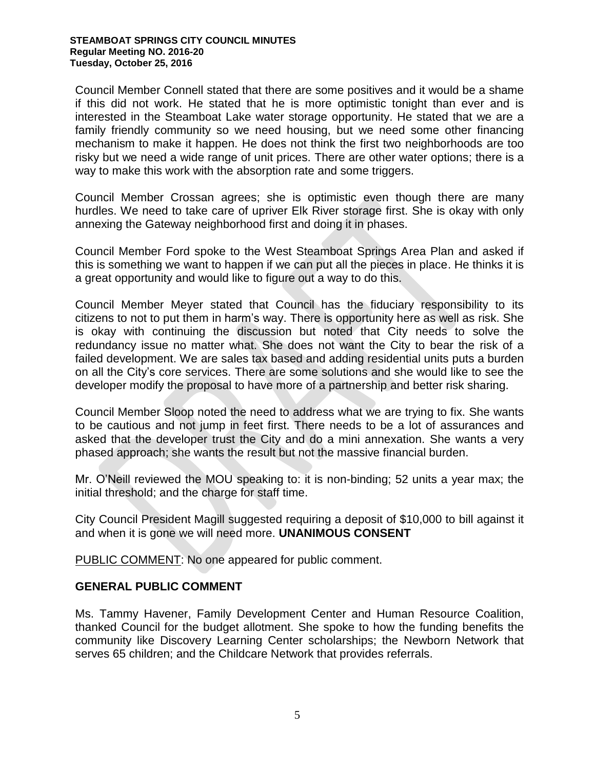Council Member Connell stated that there are some positives and it would be a shame if this did not work. He stated that he is more optimistic tonight than ever and is interested in the Steamboat Lake water storage opportunity. He stated that we are a family friendly community so we need housing, but we need some other financing mechanism to make it happen. He does not think the first two neighborhoods are too risky but we need a wide range of unit prices. There are other water options; there is a way to make this work with the absorption rate and some triggers.

Council Member Crossan agrees; she is optimistic even though there are many hurdles. We need to take care of upriver Elk River storage first. She is okay with only annexing the Gateway neighborhood first and doing it in phases.

Council Member Ford spoke to the West Steamboat Springs Area Plan and asked if this is something we want to happen if we can put all the pieces in place. He thinks it is a great opportunity and would like to figure out a way to do this.

Council Member Meyer stated that Council has the fiduciary responsibility to its citizens to not to put them in harm's way. There is opportunity here as well as risk. She is okay with continuing the discussion but noted that City needs to solve the redundancy issue no matter what. She does not want the City to bear the risk of a failed development. We are sales tax based and adding residential units puts a burden on all the City's core services. There are some solutions and she would like to see the developer modify the proposal to have more of a partnership and better risk sharing.

Council Member Sloop noted the need to address what we are trying to fix. She wants to be cautious and not jump in feet first. There needs to be a lot of assurances and asked that the developer trust the City and do a mini annexation. She wants a very phased approach; she wants the result but not the massive financial burden.

Mr. O'Neill reviewed the MOU speaking to: it is non-binding; 52 units a year max; the initial threshold; and the charge for staff time.

City Council President Magill suggested requiring a deposit of $10,000 to bill against it and when it is gone we will need more. **UNANIMOUS CONSENT**

PUBLIC COMMENT: No one appeared for public comment.

## GENERAL PUBLIC COMMENT

Ms. Tammy Havener, Family Development Center and Human Resource Coalition, thanked Council for the budget allotment. She spoke to how the funding benefits the community like Discovery Learning Center scholarships; the Newborn Network that serves 65 children; and the Childcare Network that provides referrals.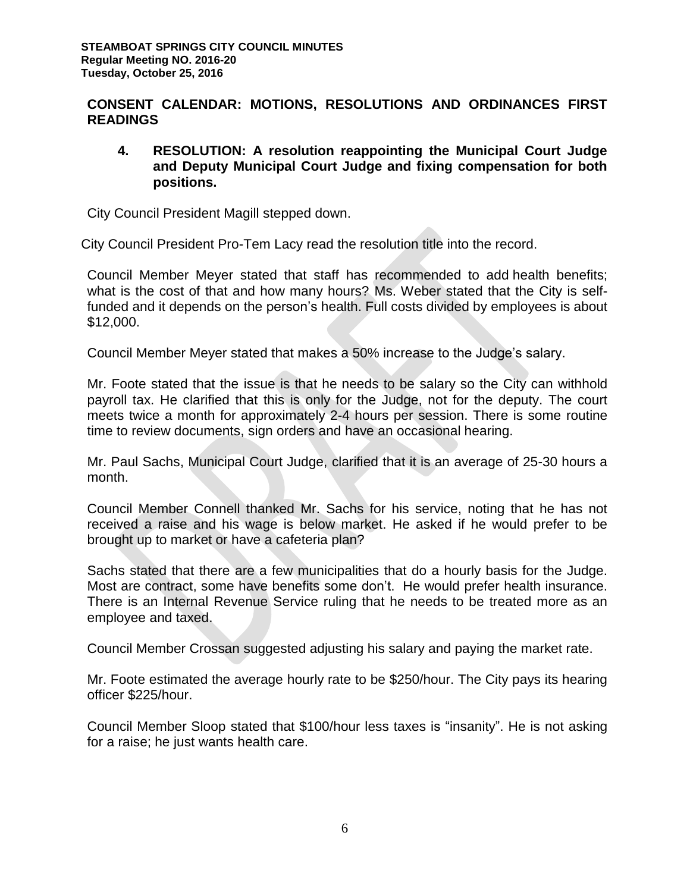## CONSENT CALENDAR: MOTIONS, RESOLUTIONS AND ORDINANCES FIRST READINGS

### 4. RESOLUTION: A resolution reappointing the Municipal Court Judge and Deputy Municipal Court Judge and fixing compensation for both positions.

City Council President Magill stepped down.

City Council President Pro-Tem Lacy read the resolution title into the record.

Council Member Meyer stated that staff has recommended to add health benefits; what is the cost of that and how many hours? Ms. Weber stated that the City is self-funded and it depends on the person's health. Full costs divided by employees is about $12,000.

Council Member Meyer stated that makes a 50% increase to the Judge's salary.

Mr. Foote stated that the issue is that he needs to be salary so the City can withhold payroll tax. He clarified that this is only for the Judge, not for the deputy. The court meets twice a month for approximately 2-4 hours per session. There is some routine time to review documents, sign orders and have an occasional hearing.

Mr. Paul Sachs, Municipal Court Judge, clarified that it is an average of 25-30 hours a month.

Council Member Connell thanked Mr. Sachs for his service, noting that he has not received a raise and his wage is below market. He asked if he would prefer to be brought up to market or have a cafeteria plan?

Sachs stated that there are a few municipalities that do a hourly basis for the Judge. Most are contract, some have benefits some don't. He would prefer health insurance. There is an Internal Revenue Service ruling that he needs to be treated more as an employee and taxed.

Council Member Crossan suggested adjusting his salary and paying the market rate.

Mr. Foote estimated the average hourly rate to be $250/hour. The City pays its hearing officer $225/hour.

Council Member Sloop stated that $100/hour less taxes is "insanity". He is not asking for a raise; he just wants health care.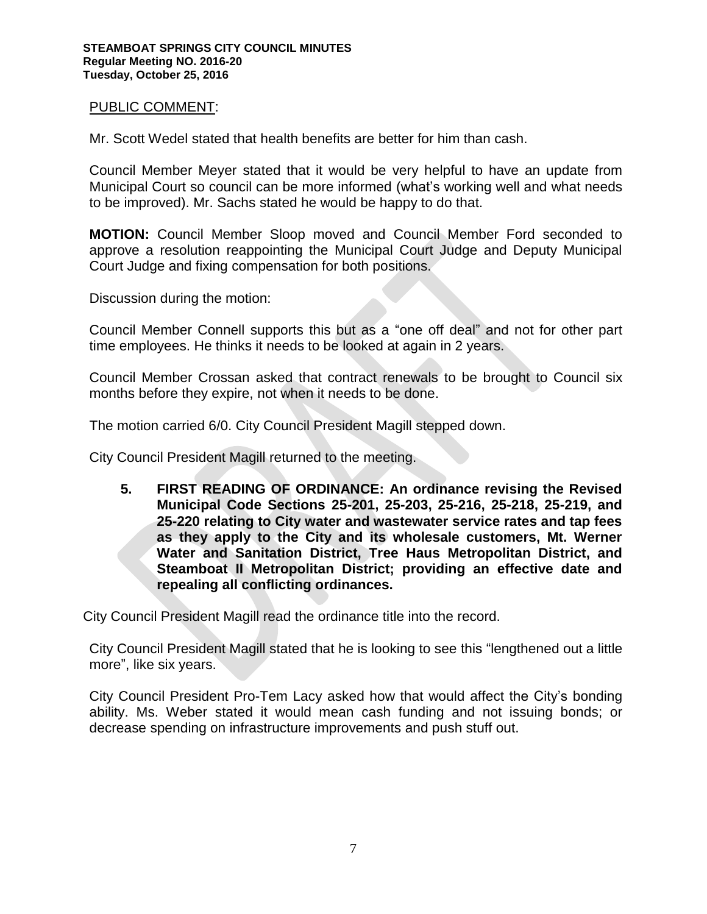PUBLIC COMMENT:

Mr. Scott Wedel stated that health benefits are better for him than cash.

Council Member Meyer stated that it would be very helpful to have an update from Municipal Court so council can be more informed (what's working well and what needs to be improved). Mr. Sachs stated he would be happy to do that.

**MOTION:** Council Member Sloop moved and Council Member Ford seconded to approve a resolution reappointing the Municipal Court Judge and Deputy Municipal Court Judge and fixing compensation for both positions.

Discussion during the motion:

Council Member Connell supports this but as a "one off deal" and not for other part time employees. He thinks it needs to be looked at again in 2 years.

Council Member Crossan asked that contract renewals to be brought to Council six months before they expire, not when it needs to be done.

The motion carried 6/0. City Council President Magill stepped down.

City Council President Magill returned to the meeting.

**5. FIRST READING OF ORDINANCE: An ordinance revising the Revised Municipal Code Sections 25-201, 25-203, 25-216, 25-218, 25-219, and 25-220 relating to City water and wastewater service rates and tap fees as they apply to the City and its wholesale customers, Mt. Werner Water and Sanitation District, Tree Haus Metropolitan District, and Steamboat II Metropolitan District; providing an effective date and repealing all conflicting ordinances.**

City Council President Magill read the ordinance title into the record.

City Council President Magill stated that he is looking to see this "lengthened out a little more", like six years.

City Council President Pro-Tem Lacy asked how that would affect the City's bonding ability. Ms. Weber stated it would mean cash funding and not issuing bonds; or decrease spending on infrastructure improvements and push stuff out.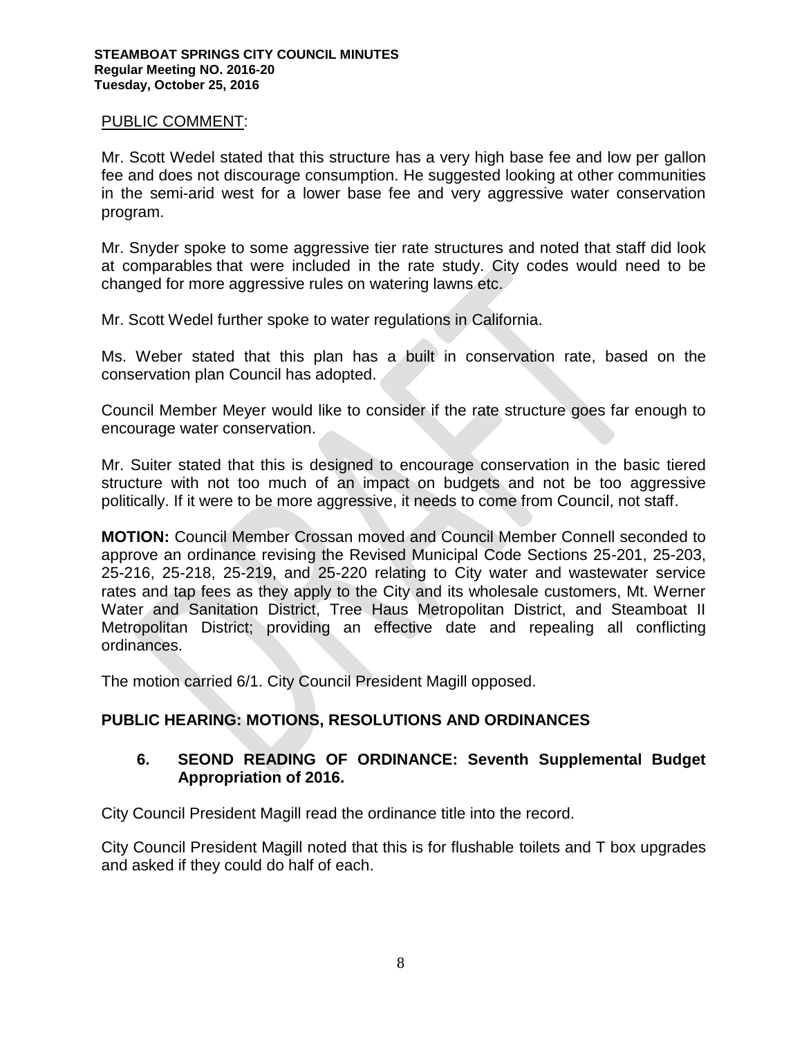PUBLIC COMMENT:

Mr. Scott Wedel stated that this structure has a very high base fee and low per gallon fee and does not discourage consumption. He suggested looking at other communities in the semi-arid west for a lower base fee and very aggressive water conservation program.

Mr. Snyder spoke to some aggressive tier rate structures and noted that staff did look at comparables that were included in the rate study. City codes would need to be changed for more aggressive rules on watering lawns etc.

Mr. Scott Wedel further spoke to water regulations in California.

Ms. Weber stated that this plan has a built in conservation rate, based on the conservation plan Council has adopted.

Council Member Meyer would like to consider if the rate structure goes far enough to encourage water conservation.

Mr. Suiter stated that this is designed to encourage conservation in the basic tiered structure with not too much of an impact on budgets and not be too aggressive politically. If it were to be more aggressive, it needs to come from Council, not staff.

**MOTION:** Council Member Crossan moved and Council Member Connell seconded to approve an ordinance revising the Revised Municipal Code Sections 25-201, 25-203, 25-216, 25-218, 25-219, and 25-220 relating to City water and wastewater service rates and tap fees as they apply to the City and its wholesale customers, Mt. Werner Water and Sanitation District, Tree Haus Metropolitan District, and Steamboat II Metropolitan District; providing an effective date and repealing all conflicting ordinances.

The motion carried 6/1. City Council President Magill opposed.

## PUBLIC HEARING: MOTIONS, RESOLUTIONS AND ORDINANCES

### 6. SEOND READING OF ORDINANCE: Seventh Supplemental Budget Appropriation of 2016.

City Council President Magill read the ordinance title into the record.

City Council President Magill noted that this is for flushable toilets and T box upgrades and asked if they could do half of each.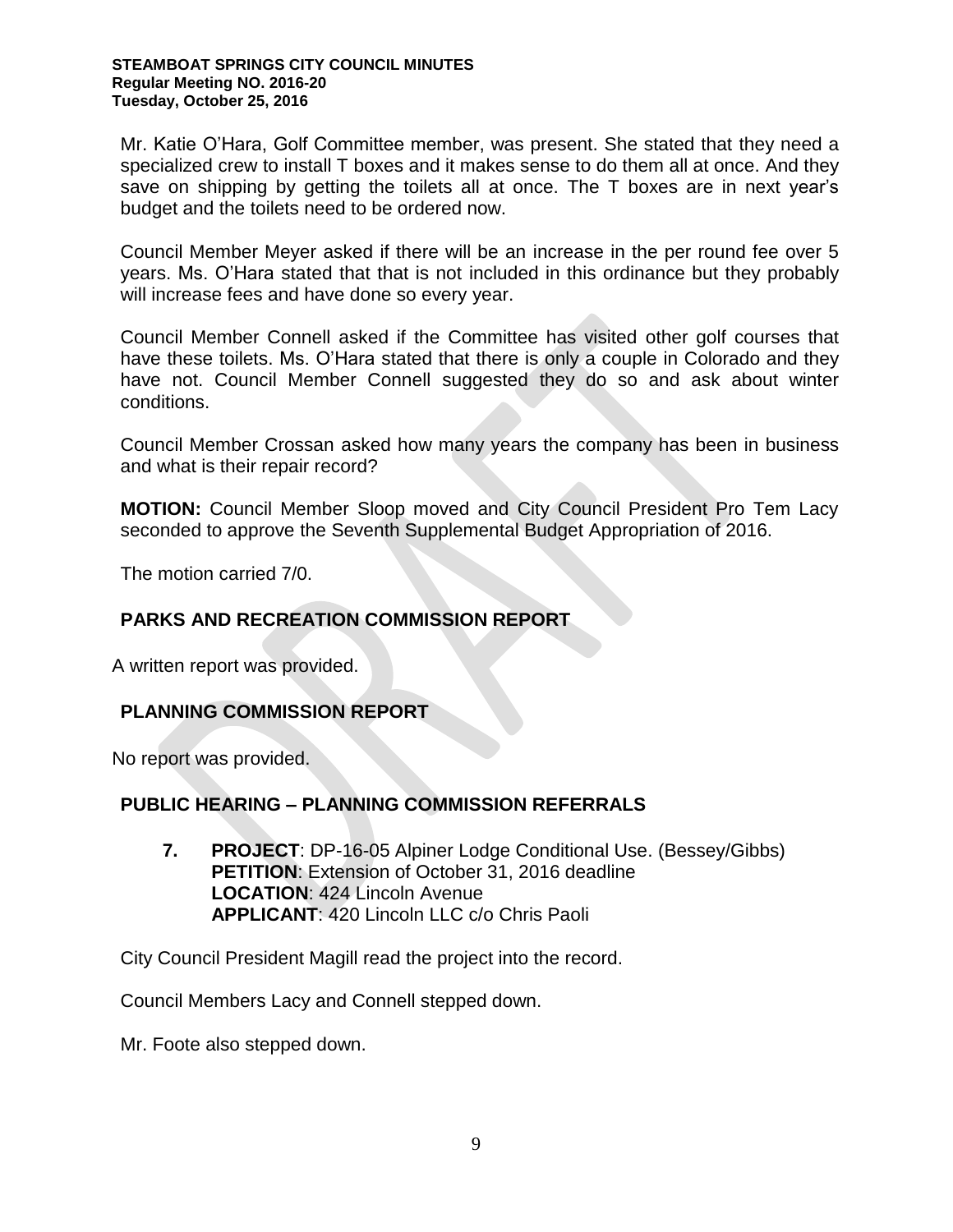Mr. Katie O'Hara, Golf Committee member, was present. She stated that they need a specialized crew to install T boxes and it makes sense to do them all at once. And they save on shipping by getting the toilets all at once. The T boxes are in next year's budget and the toilets need to be ordered now.

Council Member Meyer asked if there will be an increase in the per round fee over 5 years. Ms. O'Hara stated that that is not included in this ordinance but they probably will increase fees and have done so every year.

Council Member Connell asked if the Committee has visited other golf courses that have these toilets. Ms. O'Hara stated that there is only a couple in Colorado and they have not. Council Member Connell suggested they do so and ask about winter conditions.

Council Member Crossan asked how many years the company has been in business and what is their repair record?

**MOTION:** Council Member Sloop moved and City Council President Pro Tem Lacy seconded to approve the Seventh Supplemental Budget Appropriation of 2016.

The motion carried 7/0.

## PARKS AND RECREATION COMMISSION REPORT

A written report was provided.

## PLANNING COMMISSION REPORT

No report was provided.

## PUBLIC HEARING – PLANNING COMMISSION REFERRALS

**7. PROJECT**: DP-16-05 Alpiner Lodge Conditional Use. (Bessey/Gibbs)
**PETITION**: Extension of October 31, 2016 deadline
**LOCATION**: 424 Lincoln Avenue
**APPLICANT**: 420 Lincoln LLC c/o Chris Paoli

City Council President Magill read the project into the record.

Council Members Lacy and Connell stepped down.

Mr. Foote also stepped down.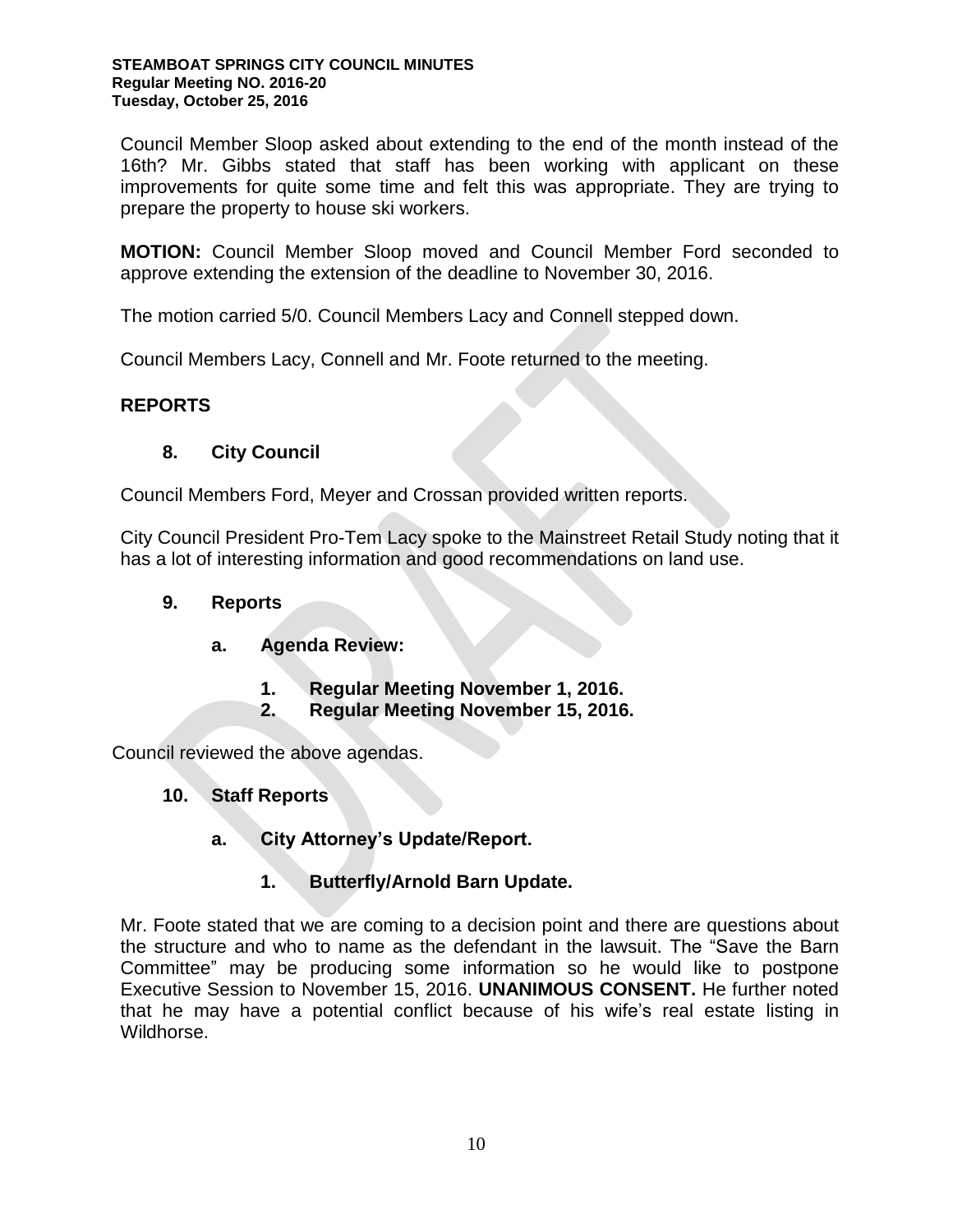Council Member Sloop asked about extending to the end of the month instead of the 16th? Mr. Gibbs stated that staff has been working with applicant on these improvements for quite some time and felt this was appropriate. They are trying to prepare the property to house ski workers.

**MOTION:** Council Member Sloop moved and Council Member Ford seconded to approve extending the extension of the deadline to November 30, 2016.

The motion carried 5/0. Council Members Lacy and Connell stepped down.

Council Members Lacy, Connell and Mr. Foote returned to the meeting.

## REPORTS

### 8. City Council

Council Members Ford, Meyer and Crossan provided written reports.

City Council President Pro-Tem Lacy spoke to the Mainstreet Retail Study noting that it has a lot of interesting information and good recommendations on land use.

### 9. Reports

#### a. Agenda Review:

1. **Regular Meeting November 1, 2016.**
2. **Regular Meeting November 15, 2016.**

Council reviewed the above agendas.

### 10. Staff Reports

#### a. City Attorney's Update/Report.

##### 1. Butterfly/Arnold Barn Update.

Mr. Foote stated that we are coming to a decision point and there are questions about the structure and who to name as the defendant in the lawsuit. The "Save the Barn Committee" may be producing some information so he would like to postpone Executive Session to November 15, 2016. **UNANIMOUS CONSENT.** He further noted that he may have a potential conflict because of his wife's real estate listing in Wildhorse.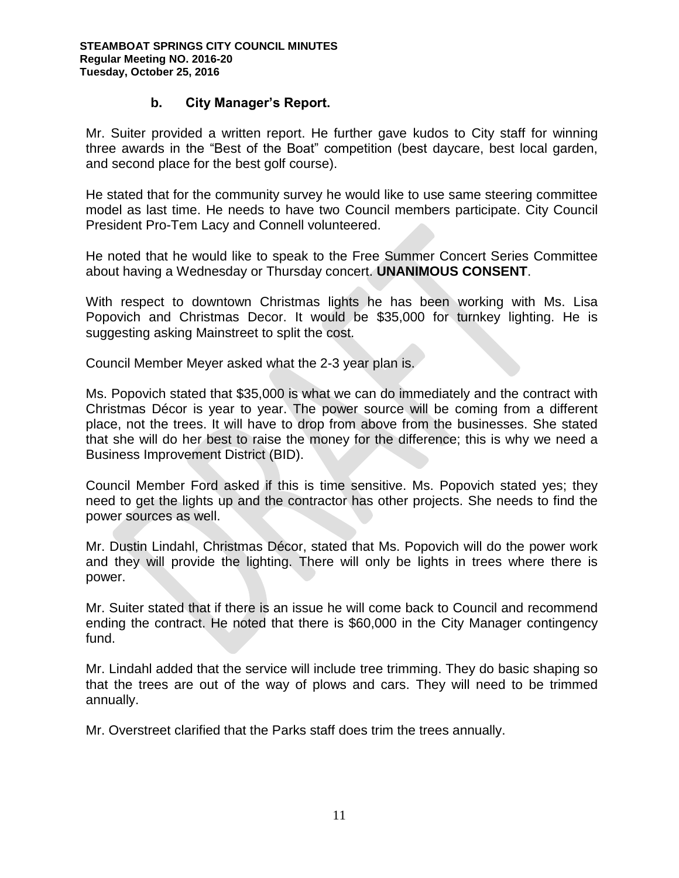### b. City Manager's Report.

Mr. Suiter provided a written report. He further gave kudos to City staff for winning three awards in the "Best of the Boat" competition (best daycare, best local garden, and second place for the best golf course).

He stated that for the community survey he would like to use same steering committee model as last time. He needs to have two Council members participate. City Council President Pro-Tem Lacy and Connell volunteered.

He noted that he would like to speak to the Free Summer Concert Series Committee about having a Wednesday or Thursday concert. **UNANIMOUS CONSENT**.

With respect to downtown Christmas lights he has been working with Ms. Lisa Popovich and Christmas Decor. It would be $35,000 for turnkey lighting. He is suggesting asking Mainstreet to split the cost.

Council Member Meyer asked what the 2-3 year plan is.

Ms. Popovich stated that $35,000 is what we can do immediately and the contract with Christmas Décor is year to year. The power source will be coming from a different place, not the trees. It will have to drop from above from the businesses. She stated that she will do her best to raise the money for the difference; this is why we need a Business Improvement District (BID).

Council Member Ford asked if this is time sensitive. Ms. Popovich stated yes; they need to get the lights up and the contractor has other projects. She needs to find the power sources as well.

Mr. Dustin Lindahl, Christmas Décor, stated that Ms. Popovich will do the power work and they will provide the lighting. There will only be lights in trees where there is power.

Mr. Suiter stated that if there is an issue he will come back to Council and recommend ending the contract. He noted that there is $60,000 in the City Manager contingency fund.

Mr. Lindahl added that the service will include tree trimming. They do basic shaping so that the trees are out of the way of plows and cars. They will need to be trimmed annually.

Mr. Overstreet clarified that the Parks staff does trim the trees annually.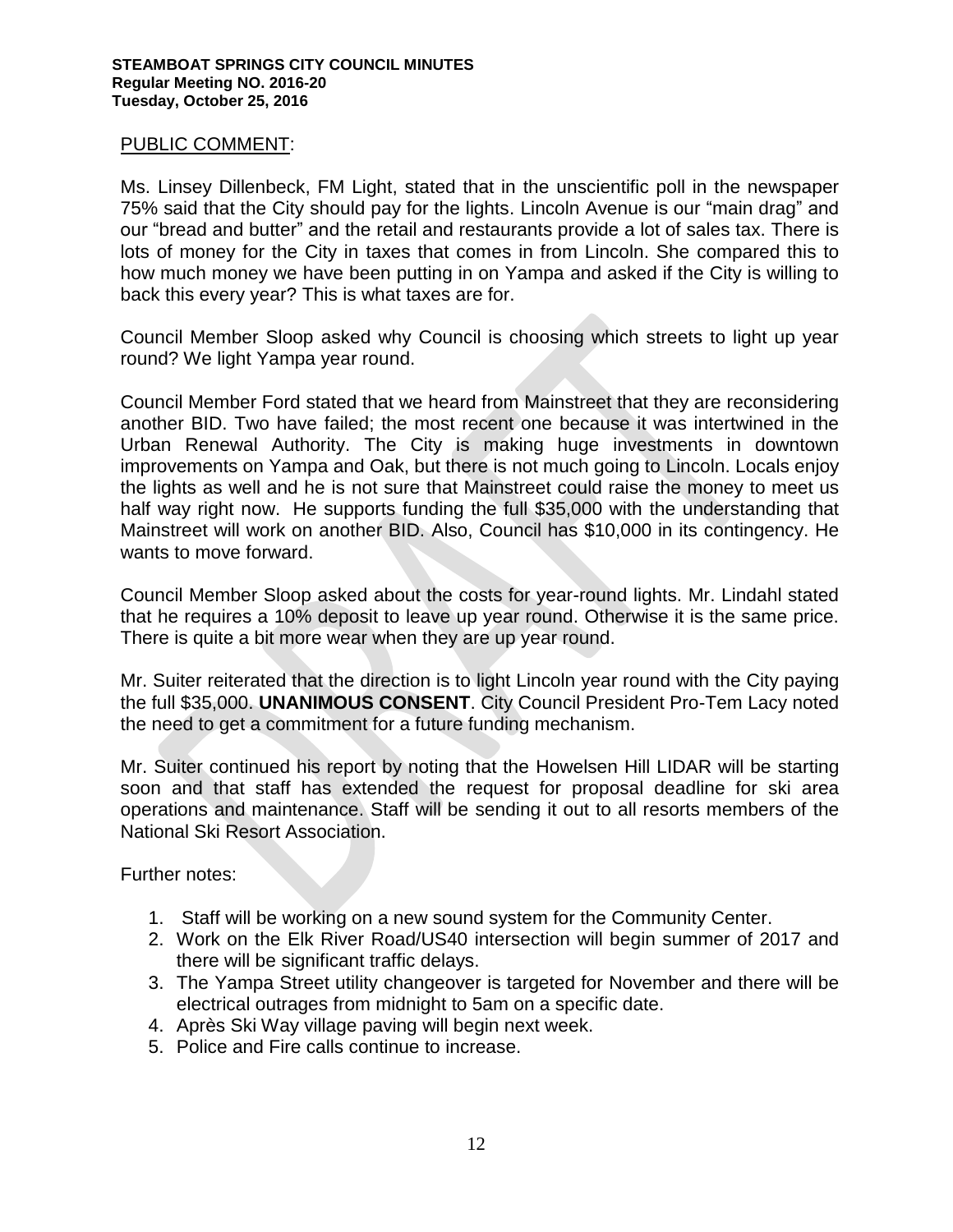PUBLIC COMMENT:

Ms. Linsey Dillenbeck, FM Light, stated that in the unscientific poll in the newspaper 75% said that the City should pay for the lights. Lincoln Avenue is our "main drag" and our "bread and butter" and the retail and restaurants provide a lot of sales tax. There is lots of money for the City in taxes that comes in from Lincoln. She compared this to how much money we have been putting in on Yampa and asked if the City is willing to back this every year? This is what taxes are for.

Council Member Sloop asked why Council is choosing which streets to light up year round? We light Yampa year round.

Council Member Ford stated that we heard from Mainstreet that they are reconsidering another BID. Two have failed; the most recent one because it was intertwined in the Urban Renewal Authority. The City is making huge investments in downtown improvements on Yampa and Oak, but there is not much going to Lincoln. Locals enjoy the lights as well and he is not sure that Mainstreet could raise the money to meet us half way right now. He supports funding the full $35,000 with the understanding that Mainstreet will work on another BID. Also, Council has $10,000 in its contingency. He wants to move forward.

Council Member Sloop asked about the costs for year-round lights. Mr. Lindahl stated that he requires a 10% deposit to leave up year round. Otherwise it is the same price. There is quite a bit more wear when they are up year round.

Mr. Suiter reiterated that the direction is to light Lincoln year round with the City paying the full $35,000. **UNANIMOUS CONSENT**. City Council President Pro-Tem Lacy noted the need to get a commitment for a future funding mechanism.

Mr. Suiter continued his report by noting that the Howelsen Hill LIDAR will be starting soon and that staff has extended the request for proposal deadline for ski area operations and maintenance. Staff will be sending it out to all resorts members of the National Ski Resort Association.

Further notes:

1. Staff will be working on a new sound system for the Community Center.
2. Work on the Elk River Road/US40 intersection will begin summer of 2017 and there will be significant traffic delays.
3. The Yampa Street utility changeover is targeted for November and there will be electrical outrages from midnight to 5am on a specific date.
4. Après Ski Way village paving will begin next week.
5. Police and Fire calls continue to increase.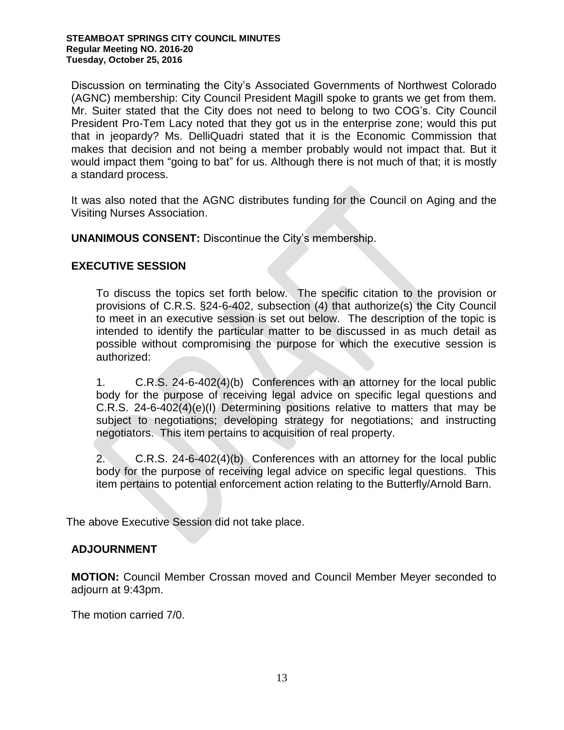Discussion on terminating the City's Associated Governments of Northwest Colorado (AGNC) membership: City Council President Magill spoke to grants we get from them. Mr. Suiter stated that the City does not need to belong to two COG's. City Council President Pro-Tem Lacy noted that they got us in the enterprise zone; would this put that in jeopardy? Ms. DelliQuadri stated that it is the Economic Commission that makes that decision and not being a member probably would not impact that. But it would impact them "going to bat" for us. Although there is not much of that; it is mostly a standard process.

It was also noted that the AGNC distributes funding for the Council on Aging and the Visiting Nurses Association.

**UNANIMOUS CONSENT:** Discontinue the City's membership.

## EXECUTIVE SESSION

To discuss the topics set forth below. The specific citation to the provision or provisions of C.R.S. §24-6-402, subsection (4) that authorize(s) the City Council to meet in an executive session is set out below. The description of the topic is intended to identify the particular matter to be discussed in as much detail as possible without compromising the purpose for which the executive session is authorized:

1. C.R.S. 24-6-402(4)(b) Conferences with an attorney for the local public body for the purpose of receiving legal advice on specific legal questions and C.R.S. 24-6-402(4)(e)(I) Determining positions relative to matters that may be subject to negotiations; developing strategy for negotiations; and instructing negotiators. This item pertains to acquisition of real property.

2. C.R.S. 24-6-402(4)(b) Conferences with an attorney for the local public body for the purpose of receiving legal advice on specific legal questions. This item pertains to potential enforcement action relating to the Butterfly/Arnold Barn.

The above Executive Session did not take place.

## ADJOURNMENT

**MOTION:** Council Member Crossan moved and Council Member Meyer seconded to adjourn at 9:43pm.

The motion carried 7/0.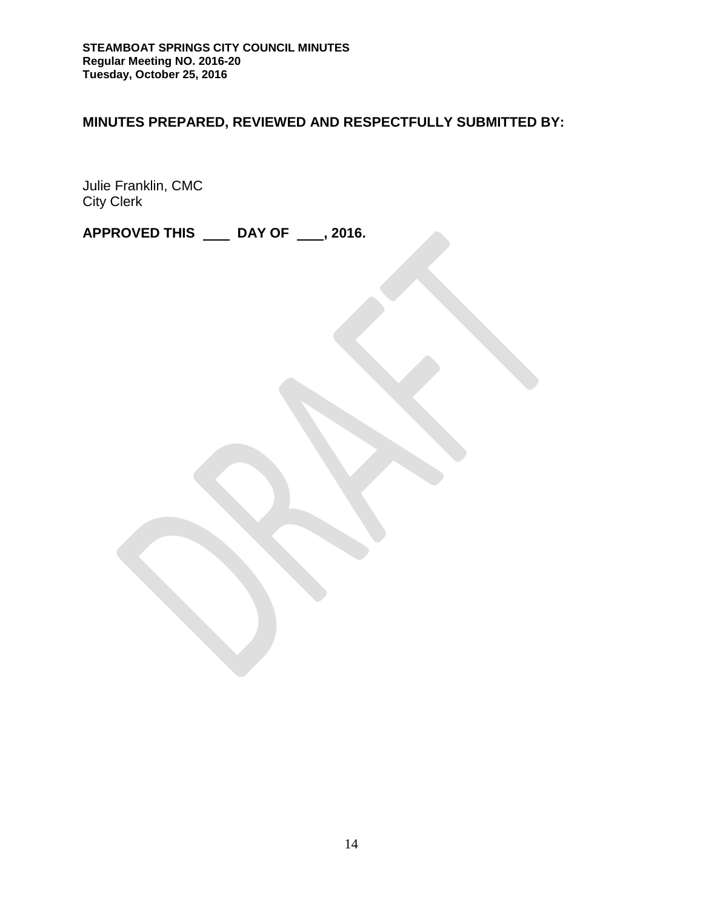**MINUTES PREPARED, REVIEWED AND RESPECTFULLY SUBMITTED BY:**

Julie Franklin, CMC
City Clerk

**APPROVED THIS \_\_\_\_ DAY OF \_\_\_\_, 2016.**